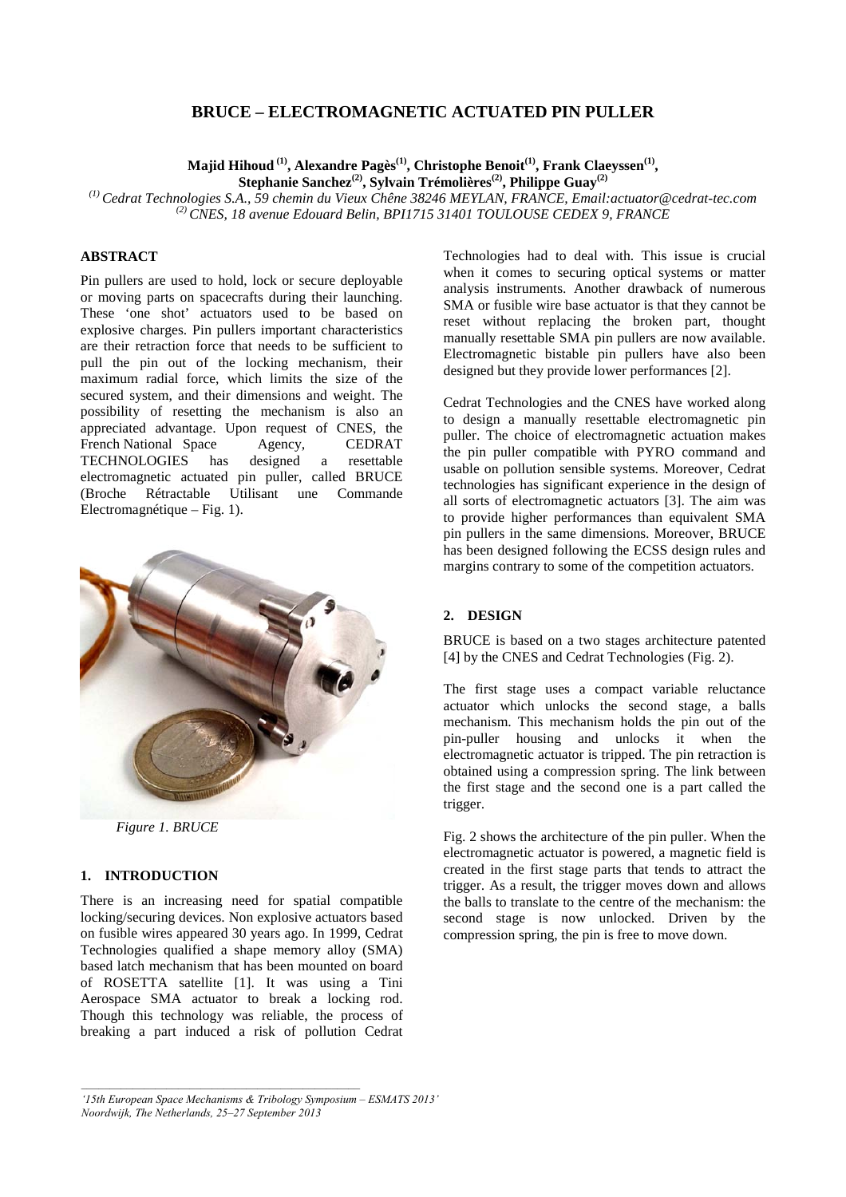# BRUCE – ELECTROMAGNETIC ACTUATED PIN PULLER

**Majid Hihoud [(1)], Alexandre Pagès[(1)], Christophe Benoit[(1)], Frank Claeyssen[(1)], Stephanie Sanchez[(2)], Sylvain Trémolières[(2)], Philippe Guay[(2)]**

*[(1)] Cedrat Technologies S.A., 59 chemin du Vieux Chêne 38246 MEYLAN, FRANCE, Email:actuator@cedrat-tec.com*
*[(2)] CNES, 18 avenue Edouard Belin, BPI1715 31401 TOULOUSE CEDEX 9, FRANCE*

## ABSTRACT

Pin pullers are used to hold, lock or secure deployable or moving parts on spacecrafts during their launching. These 'one shot' actuators used to be based on explosive charges. Pin pullers important characteristics are their retraction force that needs to be sufficient to pull the pin out of the locking mechanism, their maximum radial force, which limits the size of the secured system, and their dimensions and weight. The possibility of resetting the mechanism is also an appreciated advantage. Upon request of CNES, the French National Space Agency, CEDRAT TECHNOLOGIES has designed a resettable electromagnetic actuated pin puller, called BRUCE (Broche Rétractable Utilisant une Commande Electromagnétique – Fig. 1).

*Figure 1. BRUCE*

## 1. INTRODUCTION

There is an increasing need for spatial compatible locking/securing devices. Non explosive actuators based on fusible wires appeared 30 years ago. In 1999, Cedrat Technologies qualified a shape memory alloy (SMA) based latch mechanism that has been mounted on board of ROSETTA satellite [1]. It was using a Tini Aerospace SMA actuator to break a locking rod. Though this technology was reliable, the process of breaking a part induced a risk of pollution Cedrat Technologies had to deal with. This issue is crucial when it comes to securing optical systems or matter analysis instruments. Another drawback of numerous SMA or fusible wire base actuator is that they cannot be reset without replacing the broken part, thought manually resettable SMA pin pullers are now available. Electromagnetic bistable pin pullers have also been designed but they provide lower performances [2].

Cedrat Technologies and the CNES have worked along to design a manually resettable electromagnetic pin puller. The choice of electromagnetic actuation makes the pin puller compatible with PYRO command and usable on pollution sensible systems. Moreover, Cedrat technologies has significant experience in the design of all sorts of electromagnetic actuators [3]. The aim was to provide higher performances than equivalent SMA pin pullers in the same dimensions. Moreover, BRUCE has been designed following the ECSS design rules and margins contrary to some of the competition actuators.

## 2. DESIGN

BRUCE is based on a two stages architecture patented [4] by the CNES and Cedrat Technologies (Fig. 2).

The first stage uses a compact variable reluctance actuator which unlocks the second stage, a balls mechanism. This mechanism holds the pin out of the pin-puller housing and unlocks it when the electromagnetic actuator is tripped. The pin retraction is obtained using a compression spring. The link between the first stage and the second one is a part called the trigger.

Fig. 2 shows the architecture of the pin puller. When the electromagnetic actuator is powered, a magnetic field is created in the first stage parts that tends to attract the trigger. As a result, the trigger moves down and allows the balls to translate to the centre of the mechanism: the second stage is now unlocked. Driven by the compression spring, the pin is free to move down.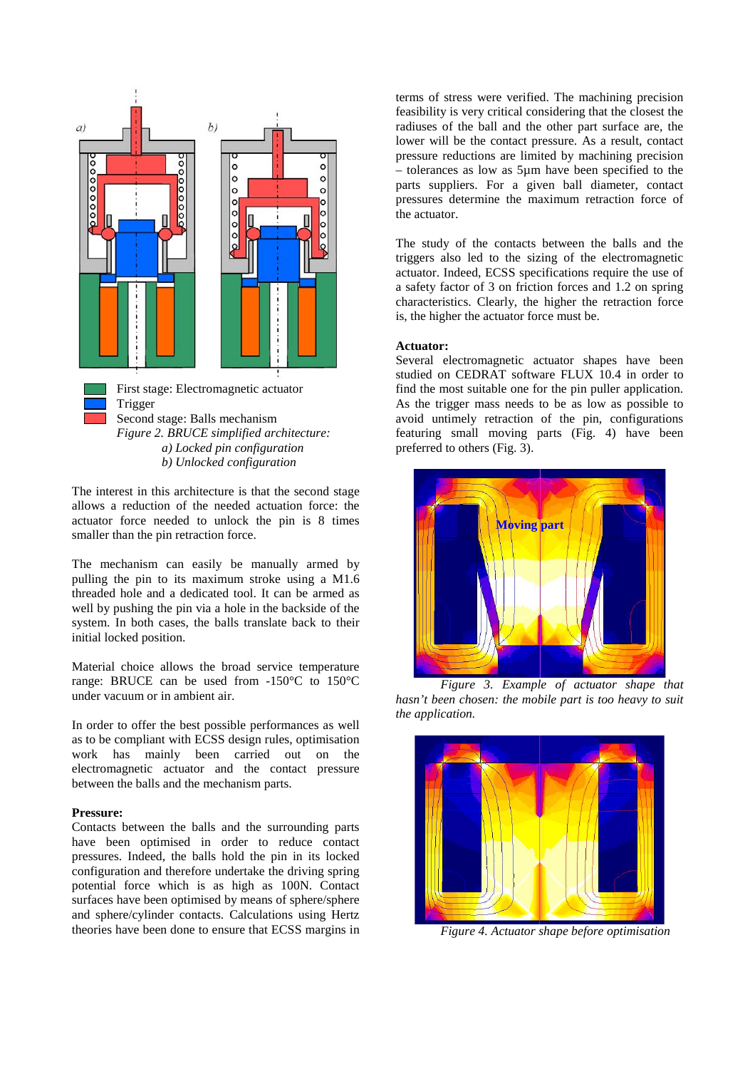First stage: Electromagnetic actuator
Trigger
Second stage: Balls mechanism

*Figure 2. BRUCE simplified architecture:*
*a) Locked pin configuration*
*b) Unlocked configuration*

The interest in this architecture is that the second stage allows a reduction of the needed actuation force: the actuator force needed to unlock the pin is 8 times smaller than the pin retraction force.

The mechanism can easily be manually armed by pulling the pin to its maximum stroke using a M1.6 threaded hole and a dedicated tool. It can be armed as well by pushing the pin via a hole in the backside of the system. In both cases, the balls translate back to their initial locked position.

Material choice allows the broad service temperature range: BRUCE can be used from -150°C to 150°C under vacuum or in ambient air.

In order to offer the best possible performances as well as to be compliant with ECSS design rules, optimisation work has mainly been carried out on the electromagnetic actuator and the contact pressure between the balls and the mechanism parts.

**Pressure:**
Contacts between the balls and the surrounding parts have been optimised in order to reduce contact pressures. Indeed, the balls hold the pin in its locked configuration and therefore undertake the driving spring potential force which is as high as 100N. Contact surfaces have been optimised by means of sphere/sphere and sphere/cylinder contacts. Calculations using Hertz theories have been done to ensure that ECSS margins in terms of stress were verified. The machining precision feasibility is very critical considering that the closest the radiuses of the ball and the other part surface are, the lower will be the contact pressure. As a result, contact pressure reductions are limited by machining precision – tolerances as low as 5µm have been specified to the parts suppliers. For a given ball diameter, contact pressures determine the maximum retraction force of the actuator.

The study of the contacts between the balls and the triggers also led to the sizing of the electromagnetic actuator. Indeed, ECSS specifications require the use of a safety factor of 3 on friction forces and 1.2 on spring characteristics. Clearly, the higher the retraction force is, the higher the actuator force must be.

**Actuator:**
Several electromagnetic actuator shapes have been studied on CEDRAT software FLUX 10.4 in order to find the most suitable one for the pin puller application. As the trigger mass needs to be as low as possible to avoid untimely retraction of the pin, configurations featuring small moving parts (Fig. 4) have been preferred to others (Fig. 3).

*Figure 3. Example of actuator shape that hasn't been chosen: the mobile part is too heavy to suit the application.*

*Figure 4. Actuator shape before optimisation*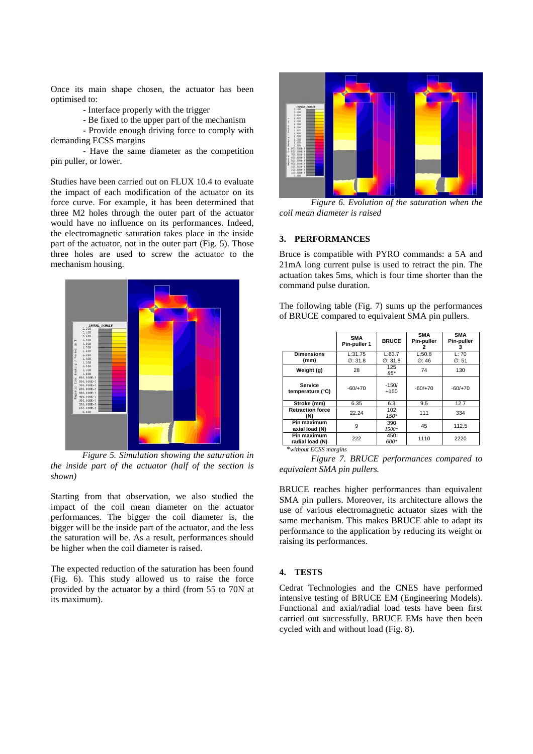Once its main shape chosen, the actuator has been optimised to:

- Interface properly with the trigger
- Be fixed to the upper part of the mechanism
- Provide enough driving force to comply with demanding ECSS margins
- Have the same diameter as the competition pin puller, or lower.

Studies have been carried out on FLUX 10.4 to evaluate the impact of each modification of the actuator on its force curve. For example, it has been determined that three M2 holes through the outer part of the actuator would have no influence on its performances. Indeed, the electromagnetic saturation takes place in the inside part of the actuator, not in the outer part (Fig. 5). Those three holes are used to screw the actuator to the mechanism housing.

*Figure 5. Simulation showing the saturation in the inside part of the actuator (half of the section is shown)*

Starting from that observation, we also studied the impact of the coil mean diameter on the actuator performances. The bigger the coil diameter is, the bigger will be the inside part of the actuator, and the less the saturation will be. As a result, performances should be higher when the coil diameter is raised.

The expected reduction of the saturation has been found (Fig. 6). This study allowed us to raise the force provided by the actuator by a third (from 55 to 70N at its maximum).

*Figure 6. Evolution of the saturation when the coil mean diameter is raised*

## 3. PERFORMANCES

Bruce is compatible with PYRO commands: a 5A and 21mA long current pulse is used to retract the pin. The actuation takes 5ms, which is four time shorter than the command pulse duration.

The following table (Fig. 7) sums up the performances of BRUCE compared to equivalent SMA pin pullers.

| | SMA Pin-puller 1 | BRUCE | SMA Pin-puller 2 | SMA Pin-puller 3 |
|---|---|---|---|---|
| **Dimensions (mm)** | L:31.75<br>∅: 31.8 | L:63.7<br>∅: 31.8 | L:50.8<br>∅: 46 | L: 70<br>∅: 51 |
| **Weight (g)** | 28 | 125<br>*85** | 74 | 130 |
| **Service temperature (°C)** | -60/+70 | -150/<br>+150 | -60/+70 | -60/+70 |
| **Stroke (mm)** | 6.35 | 6.3 | 9.5 | 12.7 |
| **Retraction force (N)** | 22.24 | 102<br>*150** | 111 | 334 |
| **Pin maximum axial load (N)** | 9 | 390<br>*1500** | 45 | 112.5 |
| **Pin maximum radial load (N)** | 222 | 450<br>*600** | 1110 | 2220 |

**without ECSS margins*

*Figure 7. BRUCE performances compared to equivalent SMA pin pullers.*

BRUCE reaches higher performances than equivalent SMA pin pullers. Moreover, its architecture allows the use of various electromagnetic actuator sizes with the same mechanism. This makes BRUCE able to adapt its performance to the application by reducing its weight or raising its performances.

## 4. TESTS

Cedrat Technologies and the CNES have performed intensive testing of BRUCE EM (Engineering Models). Functional and axial/radial load tests have been first carried out successfully. BRUCE EMs have then been cycled with and without load (Fig. 8).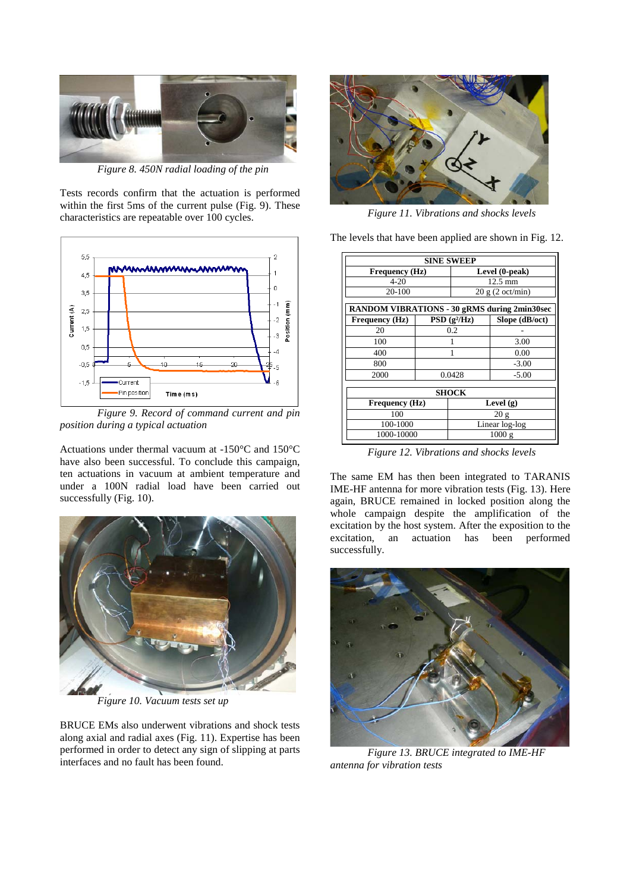Figure 8. 450N radial loading of the pin

Tests records confirm that the actuation is performed within the first 5ms of the current pulse (Fig. 9). These characteristics are repeatable over 100 cycles.

Figure 9. Record of command current and pin position during a typical actuation

Actuations under thermal vacuum at -150°C and 150°C have also been successful. To conclude this campaign, ten actuations in vacuum at ambient temperature and under a 100N radial load have been carried out successfully (Fig. 10).

Figure 10. Vacuum tests set up

BRUCE EMs also underwent vibrations and shock tests along axial and radial axes (Fig. 11). Expertise has been performed in order to detect any sign of slipping at parts interfaces and no fault has been found.

Figure 11. Vibrations and shocks levels

The levels that have been applied are shown in Fig. 12.

| SINE SWEEP | |
|---|---|
| **Frequency (Hz)** | **Level (0-peak)** |
| 4-20 | 12.5 mm |
| 20-100 | 20 g (2 oct/min) |

| RANDOM VIBRATIONS - 30 gRMS during 2min30sec | | |
|---|---|---|
| **Frequency (Hz)** | **PSD ($g^2$/Hz)** | **Slope (dB/oct)** |
| 20 | 0.2 | - |
| 100 | 1 | 3.00 |
| 400 | 1 | 0.00 |
| 800 | | -3.00 |
| 2000 | 0.0428 | -5.00 |

| SHOCK | |
|---|---|
| **Frequency (Hz)** | **Level (g)** |
| 100 | 20 g |
| 100-1000 | Linear log-log |
| 1000-10000 | 1000 g |

Figure 12. Vibrations and shocks levels

The same EM has then been integrated to TARANIS IME-HF antenna for more vibration tests (Fig. 13). Here again, BRUCE remained in locked position along the whole campaign despite the amplification of the excitation by the host system. After the exposition to the excitation, an actuation has been performed successfully.

Figure 13. BRUCE integrated to IME-HF antenna for vibration tests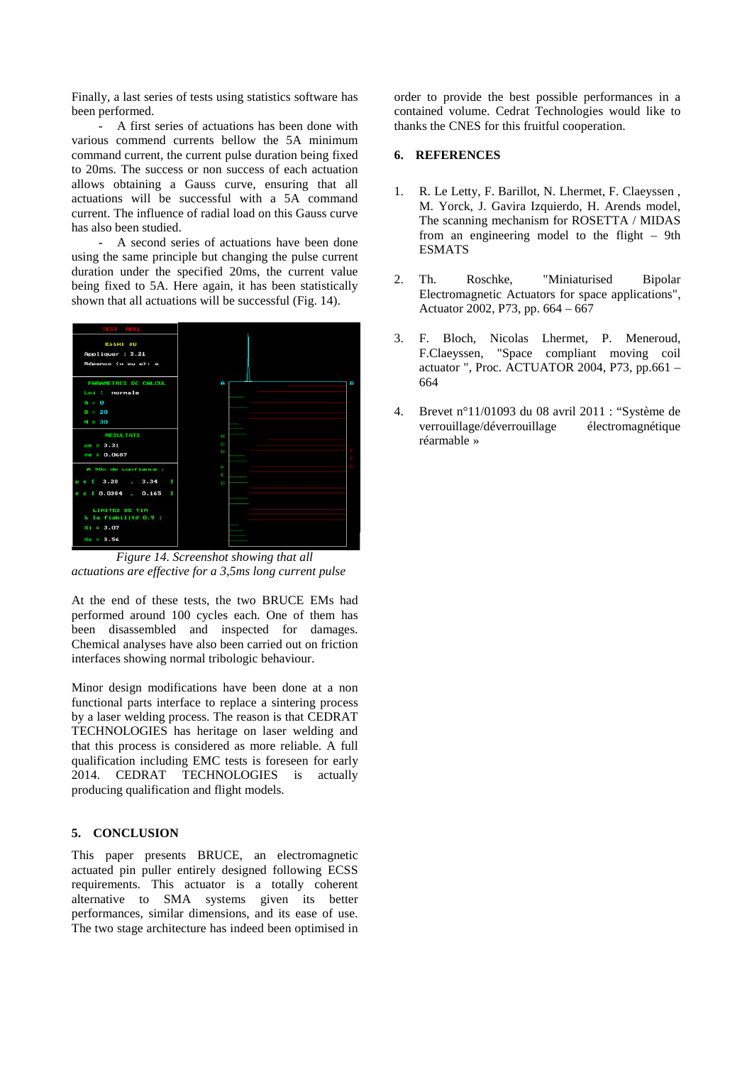Finally, a last series of tests using statistics software has been performed.

- A first series of actuations has been done with various commend currents bellow the 5A minimum command current, the current pulse duration being fixed to 20ms. The success or non success of each actuation allows obtaining a Gauss curve, ensuring that all actuations will be successful with a 5A command current. The influence of radial load on this Gauss curve has also been studied.
- A second series of actuations have been done using the same principle but changing the pulse current duration under the specified 20ms, the current value being fixed to 5A. Here again, it has been statistically shown that all actuations will be successful (Fig. 14).

TEST REEL
ESSAI 30
Appliquer : 3.21
Réponse (n ou o): o
PARAMETRES DE CALCUL
Loi : normale
A = 0
B = 20
N = 30
RESULTATS
µe = 3.31
σe = 0.0687
A 90% de confiance :
µ ∈ [ 3.28 , 3.34 ]
σ ∈ [ 0.0384 , 0.165 ]
LIMITES DE TIR
à la fiabilité 0.9 :
Xi = 3.07
Xs = 3.56
A
B
NON FEU
FEU

*Figure 14. Screenshot showing that all actuations are effective for a 3,5ms long current pulse*

At the end of these tests, the two BRUCE EMs had performed around 100 cycles each. One of them has been disassembled and inspected for damages. Chemical analyses have also been carried out on friction interfaces showing normal tribologic behaviour.

Minor design modifications have been done at a non functional parts interface to replace a sintering process by a laser welding process. The reason is that CEDRAT TECHNOLOGIES has heritage on laser welding and that this process is considered as more reliable. A full qualification including EMC tests is foreseen for early 2014. CEDRAT TECHNOLOGIES is actually producing qualification and flight models.

## 5. CONCLUSION

This paper presents BRUCE, an electromagnetic actuated pin puller entirely designed following ECSS requirements. This actuator is a totally coherent alternative to SMA systems given its better performances, similar dimensions, and its ease of use. The two stage architecture has indeed been optimised in order to provide the best possible performances in a contained volume. Cedrat Technologies would like to thanks the CNES for this fruitful cooperation.

## 6. REFERENCES

1. R. Le Letty, F. Barillot, N. Lhermet, F. Claeyssen , M. Yorck, J. Gavira Izquierdo, H. Arends model, The scanning mechanism for ROSETTA / MIDAS from an engineering model to the flight – 9th ESMATS

2. Th. Roschke, "Miniaturised Bipolar Electromagnetic Actuators for space applications", Actuator 2002, P73, pp. 664 – 667

3. F. Bloch, Nicolas Lhermet, P. Meneroud, F.Claeyssen, "Space compliant moving coil actuator ", Proc. ACTUATOR 2004, P73, pp.661 – 664

4. Brevet n°11/01093 du 08 avril 2011 : "Système de verrouillage/déverrouillage électromagnétique réarmable »